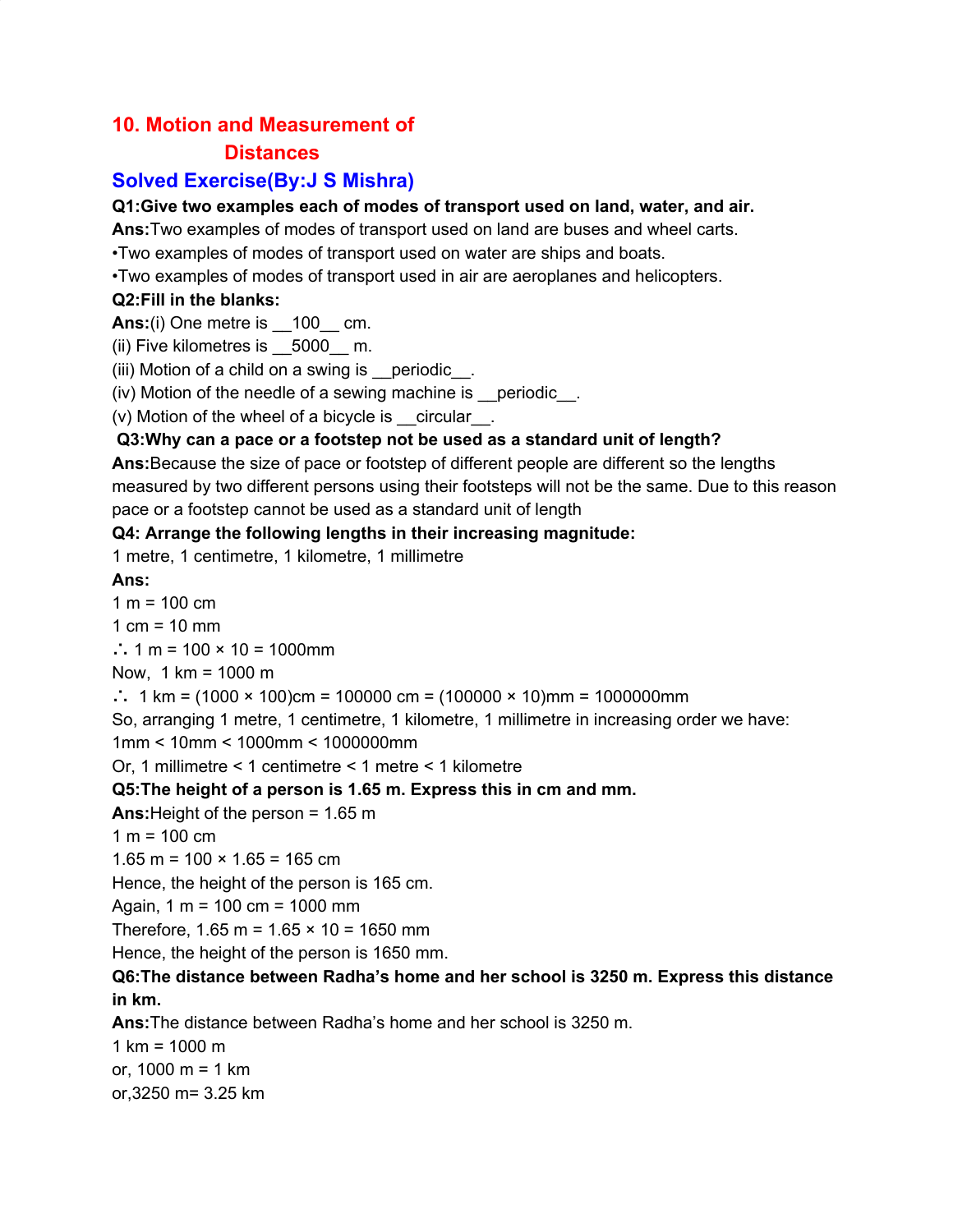# 10. Motion and Measurement of Distances

## Solved Exercise(By:J S Mishra)

**Q1:Give two examples each of modes of transport used on land, water, and air.**

**Ans:**Two examples of modes of transport used on land are buses and wheel carts.

•Two examples of modes of transport used on water are ships and boats.

•Two examples of modes of transport used in air are aeroplanes and helicopters.

**Q2:Fill in the blanks:**

**Ans:**(i) One metre is __100__ cm.

(ii) Five kilometres is __5000__ m.

(iii) Motion of a child on a swing is __periodic__.

(iv) Motion of the needle of a sewing machine is __periodic__.

(v) Motion of the wheel of a bicycle is __circular__.

**Q3:Why can a pace or a footstep not be used as a standard unit of length?**

**Ans:**Because the size of pace or footstep of different people are different so the lengths measured by two different persons using their footsteps will not be the same. Due to this reason pace or a footstep cannot be used as a standard unit of length

**Q4: Arrange the following lengths in their increasing magnitude:**

1 metre, 1 centimetre, 1 kilometre, 1 millimetre

**Ans:**

1 m = 100 cm

1 cm = 10 mm

∴ 1 m = 100 × 10 = 1000mm

Now, 1 km = 1000 m

∴ 1 km = (1000 × 100)cm = 100000 cm = (100000 × 10)mm = 1000000mm

So, arranging 1 metre, 1 centimetre, 1 kilometre, 1 millimetre in increasing order we have:

1mm < 10mm < 1000mm < 1000000mm

Or, 1 millimetre < 1 centimetre < 1 metre < 1 kilometre

**Q5:The height of a person is 1.65 m. Express this in cm and mm.**

**Ans:**Height of the person = 1.65 m

1 m = 100 cm

1.65 m = 100 × 1.65 = 165 cm

Hence, the height of the person is 165 cm.

Again, 1 m = 100 cm = 1000 mm

Therefore, 1.65 m = 1.65 × 10 = 1650 mm

Hence, the height of the person is 1650 mm.

**Q6:The distance between Radha's home and her school is 3250 m. Express this distance in km.**

**Ans:**The distance between Radha's home and her school is 3250 m.

1 km = 1000 m

or, 1000 m = 1 km

or,3250 m= 3.25 km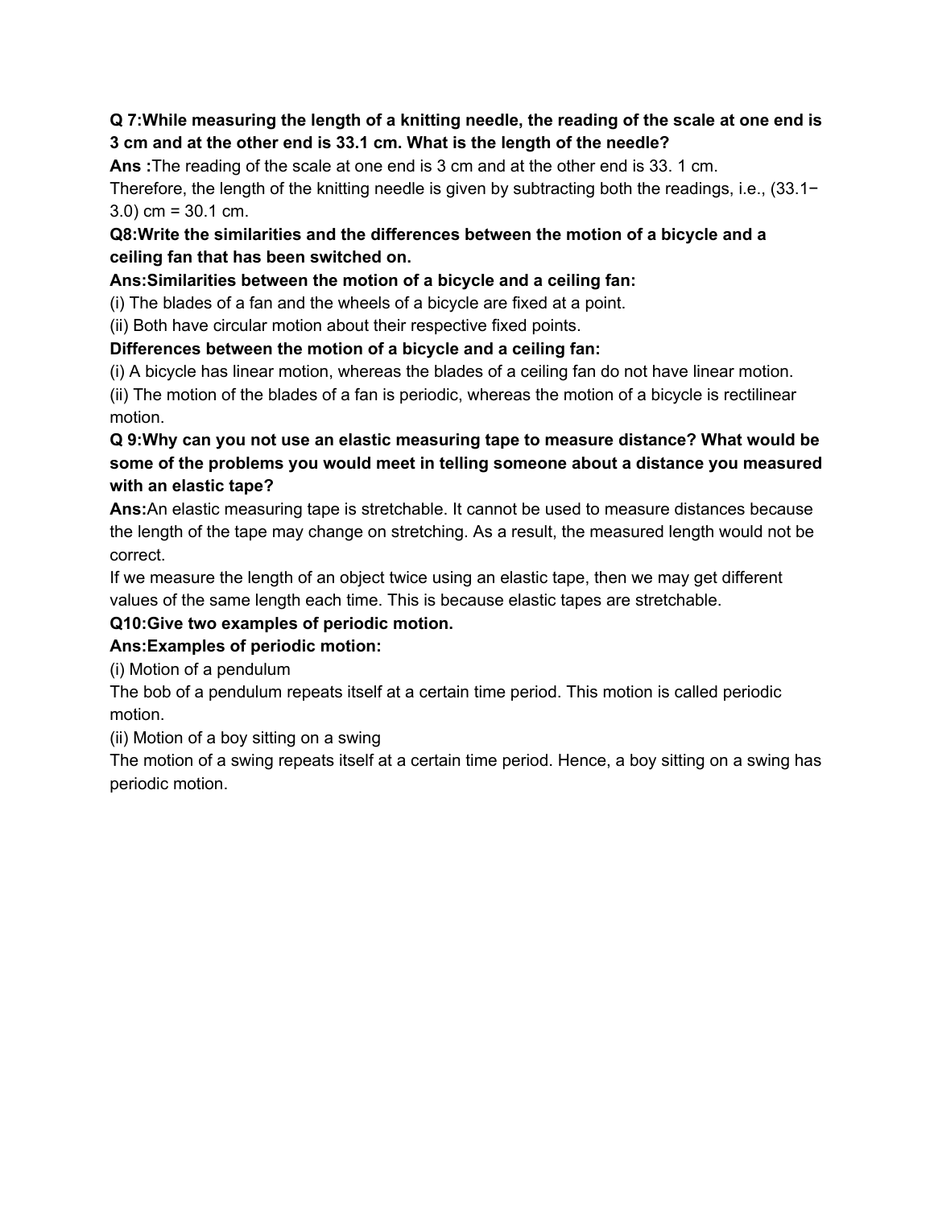**Q 7:While measuring the length of a knitting needle, the reading of the scale at one end is 3 cm and at the other end is 33.1 cm. What is the length of the needle?**

**Ans :**The reading of the scale at one end is 3 cm and at the other end is 33. 1 cm.

Therefore, the length of the knitting needle is given by subtracting both the readings, i.e., (33.1− 3.0) cm = 30.1 cm.

**Q8:Write the similarities and the differences between the motion of a bicycle and a ceiling fan that has been switched on.**

**Ans:Similarities between the motion of a bicycle and a ceiling fan:**

(i) The blades of a fan and the wheels of a bicycle are fixed at a point.

(ii) Both have circular motion about their respective fixed points.

**Differences between the motion of a bicycle and a ceiling fan:**

(i) A bicycle has linear motion, whereas the blades of a ceiling fan do not have linear motion.

(ii) The motion of the blades of a fan is periodic, whereas the motion of a bicycle is rectilinear motion.

**Q 9:Why can you not use an elastic measuring tape to measure distance? What would be some of the problems you would meet in telling someone about a distance you measured with an elastic tape?**

**Ans:**An elastic measuring tape is stretchable. It cannot be used to measure distances because the length of the tape may change on stretching. As a result, the measured length would not be correct.

If we measure the length of an object twice using an elastic tape, then we may get different values of the same length each time. This is because elastic tapes are stretchable.

**Q10:Give two examples of periodic motion.**

**Ans:Examples of periodic motion:**

(i) Motion of a pendulum

The bob of a pendulum repeats itself at a certain time period. This motion is called periodic motion.

(ii) Motion of a boy sitting on a swing

The motion of a swing repeats itself at a certain time period. Hence, a boy sitting on a swing has periodic motion.